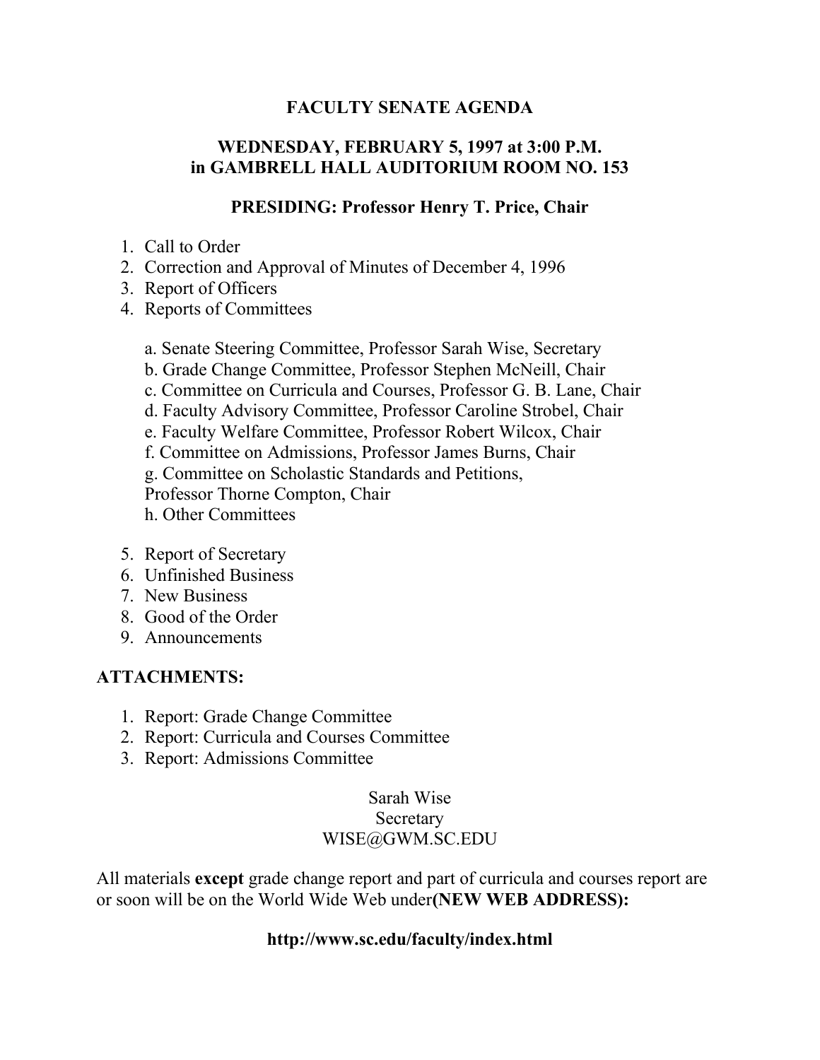# FACULTY SENATE AGENDA

## WEDNESDAY, FEBRUARY 5, 1997 at 3:00 P.M. in GAMBRELL HALL AUDITORIUM ROOM NO. 153

### PRESIDING: Professor Henry T. Price, Chair

1. Call to Order
2. Correction and Approval of Minutes of December 4, 1996
3. Report of Officers
4. Reports of Committees

   a. Senate Steering Committee, Professor Sarah Wise, Secretary
   b. Grade Change Committee, Professor Stephen McNeill, Chair
   c. Committee on Curricula and Courses, Professor G. B. Lane, Chair
   d. Faculty Advisory Committee, Professor Caroline Strobel, Chair
   e. Faculty Welfare Committee, Professor Robert Wilcox, Chair
   f. Committee on Admissions, Professor James Burns, Chair
   g. Committee on Scholastic Standards and Petitions, Professor Thorne Compton, Chair
   h. Other Committees

5. Report of Secretary
6. Unfinished Business
7. New Business
8. Good of the Order
9. Announcements

## ATTACHMENTS:

1. Report: Grade Change Committee
2. Report: Curricula and Courses Committee
3. Report: Admissions Committee

Sarah Wise
Secretary
WISE@GWM.SC.EDU

All materials **except** grade change report and part of curricula and courses report are or soon will be on the World Wide Web under**(NEW WEB ADDRESS):**

**http://www.sc.edu/faculty/index.html**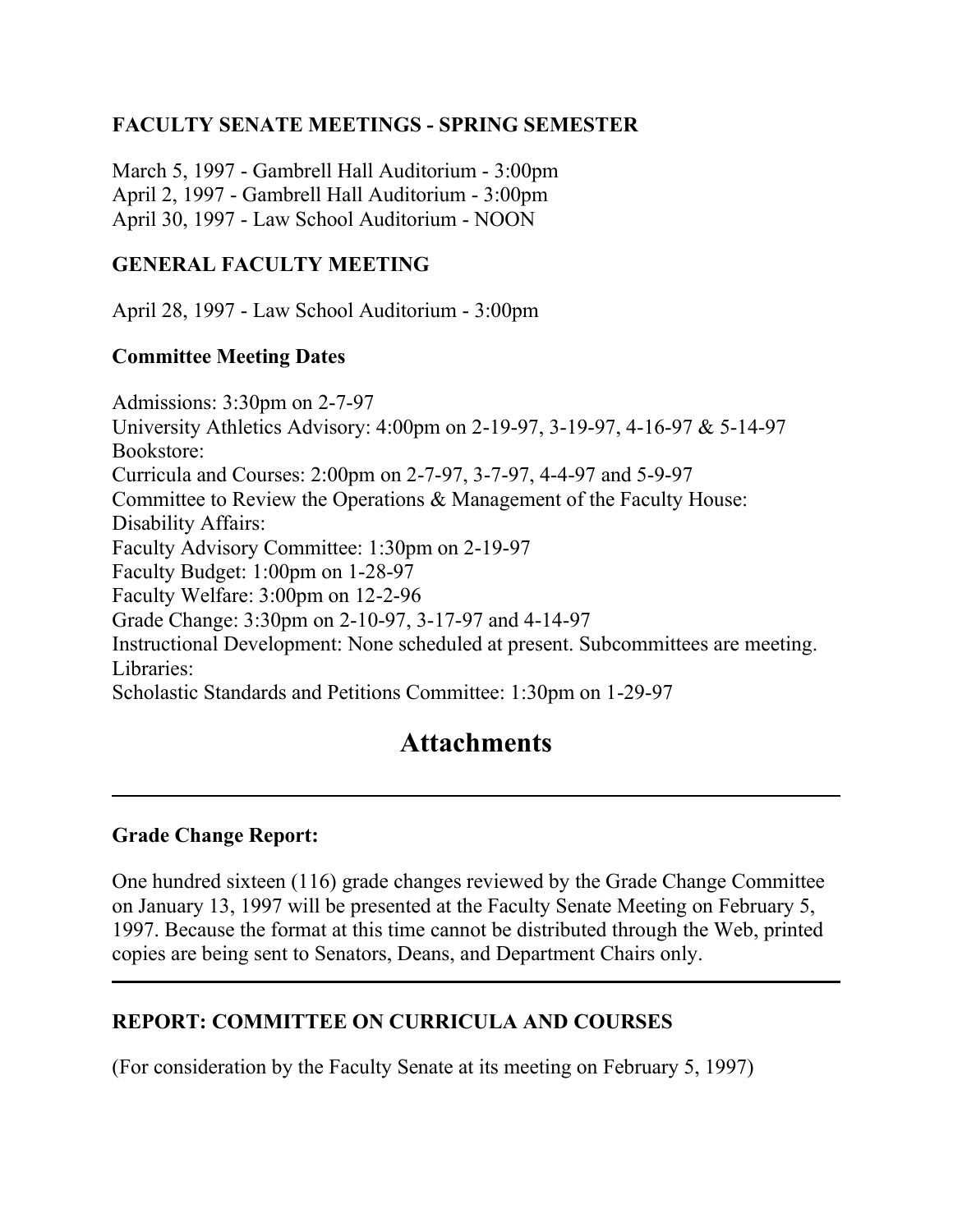**FACULTY SENATE MEETINGS - SPRING SEMESTER**

March 5, 1997 - Gambrell Hall Auditorium - 3:00pm
April 2, 1997 - Gambrell Hall Auditorium - 3:00pm
April 30, 1997 - Law School Auditorium - NOON

**GENERAL FACULTY MEETING**

April 28, 1997 - Law School Auditorium - 3:00pm

**Committee Meeting Dates**

Admissions: 3:30pm on 2-7-97
University Athletics Advisory: 4:00pm on 2-19-97, 3-19-97, 4-16-97 & 5-14-97
Bookstore:
Curricula and Courses: 2:00pm on 2-7-97, 3-7-97, 4-4-97 and 5-9-97
Committee to Review the Operations & Management of the Faculty House:
Disability Affairs:
Faculty Advisory Committee: 1:30pm on 2-19-97
Faculty Budget: 1:00pm on 1-28-97
Faculty Welfare: 3:00pm on 12-2-96
Grade Change: 3:30pm on 2-10-97, 3-17-97 and 4-14-97
Instructional Development: None scheduled at present. Subcommittees are meeting.
Libraries:
Scholastic Standards and Petitions Committee: 1:30pm on 1-29-97

# Attachments

---

**Grade Change Report:**

One hundred sixteen (116) grade changes reviewed by the Grade Change Committee on January 13, 1997 will be presented at the Faculty Senate Meeting on February 5, 1997. Because the format at this time cannot be distributed through the Web, printed copies are being sent to Senators, Deans, and Department Chairs only.

---

**REPORT: COMMITTEE ON CURRICULA AND COURSES**

(For consideration by the Faculty Senate at its meeting on February 5, 1997)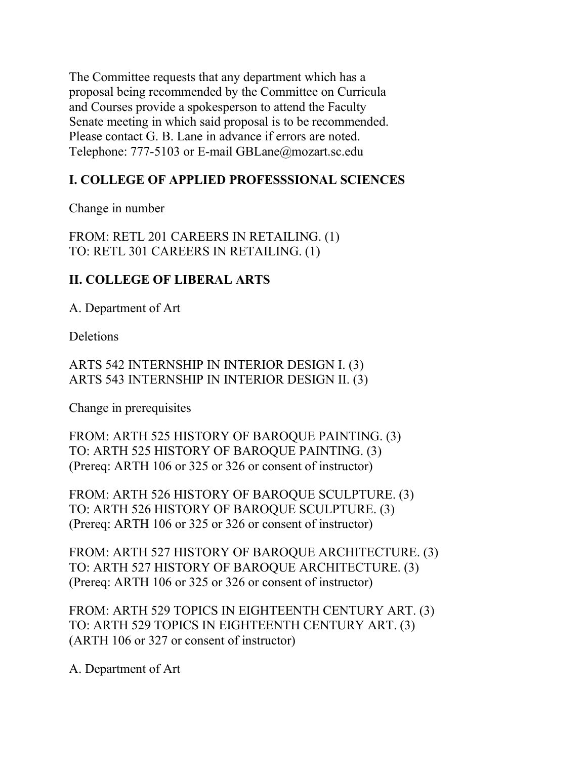The Committee requests that any department which has a proposal being recommended by the Committee on Curricula and Courses provide a spokesperson to attend the Faculty Senate meeting in which said proposal is to be recommended. Please contact G. B. Lane in advance if errors are noted. Telephone: 777-5103 or E-mail GBLane@mozart.sc.edu

## I. COLLEGE OF APPLIED PROFESSSIONAL SCIENCES

Change in number

FROM: RETL 201 CAREERS IN RETAILING. (1)
TO: RETL 301 CAREERS IN RETAILING. (1)

## II. COLLEGE OF LIBERAL ARTS

A. Department of Art

Deletions

ARTS 542 INTERNSHIP IN INTERIOR DESIGN I. (3)
ARTS 543 INTERNSHIP IN INTERIOR DESIGN II. (3)

Change in prerequisites

FROM: ARTH 525 HISTORY OF BAROQUE PAINTING. (3)
TO: ARTH 525 HISTORY OF BAROQUE PAINTING. (3)
(Prereq: ARTH 106 or 325 or 326 or consent of instructor)

FROM: ARTH 526 HISTORY OF BAROQUE SCULPTURE. (3)
TO: ARTH 526 HISTORY OF BAROQUE SCULPTURE. (3)
(Prereq: ARTH 106 or 325 or 326 or consent of instructor)

FROM: ARTH 527 HISTORY OF BAROQUE ARCHITECTURE. (3)
TO: ARTH 527 HISTORY OF BAROQUE ARCHITECTURE. (3)
(Prereq: ARTH 106 or 325 or 326 or consent of instructor)

FROM: ARTH 529 TOPICS IN EIGHTEENTH CENTURY ART. (3)
TO: ARTH 529 TOPICS IN EIGHTEENTH CENTURY ART. (3)
(ARTH 106 or 327 or consent of instructor)

A. Department of Art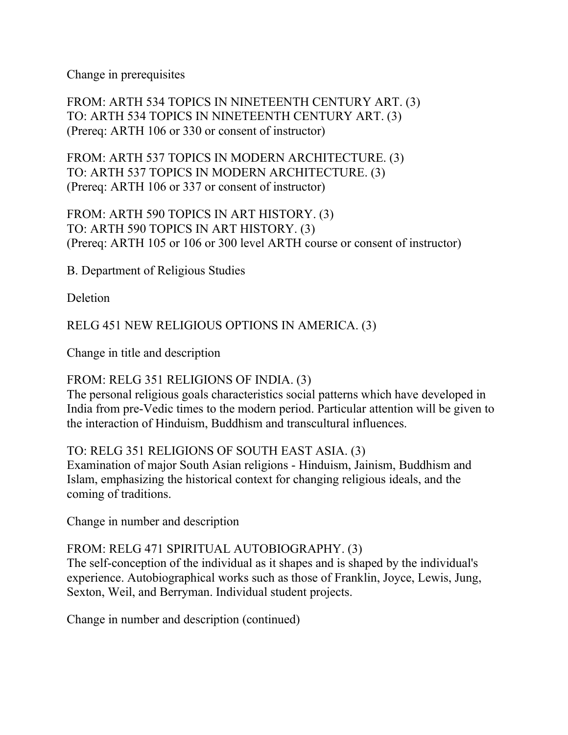Change in prerequisites

FROM: ARTH 534 TOPICS IN NINETEENTH CENTURY ART. (3)
TO: ARTH 534 TOPICS IN NINETEENTH CENTURY ART. (3)
(Prereq: ARTH 106 or 330 or consent of instructor)

FROM: ARTH 537 TOPICS IN MODERN ARCHITECTURE. (3)
TO: ARTH 537 TOPICS IN MODERN ARCHITECTURE. (3)
(Prereq: ARTH 106 or 337 or consent of instructor)

FROM: ARTH 590 TOPICS IN ART HISTORY. (3)
TO: ARTH 590 TOPICS IN ART HISTORY. (3)
(Prereq: ARTH 105 or 106 or 300 level ARTH course or consent of instructor)

B. Department of Religious Studies

Deletion

RELG 451 NEW RELIGIOUS OPTIONS IN AMERICA. (3)

Change in title and description

FROM: RELG 351 RELIGIONS OF INDIA. (3)
The personal religious goals characteristics social patterns which have developed in India from pre-Vedic times to the modern period. Particular attention will be given to the interaction of Hinduism, Buddhism and transcultural influences.

TO: RELG 351 RELIGIONS OF SOUTH EAST ASIA. (3)
Examination of major South Asian religions - Hinduism, Jainism, Buddhism and Islam, emphasizing the historical context for changing religious ideals, and the coming of traditions.

Change in number and description

FROM: RELG 471 SPIRITUAL AUTOBIOGRAPHY. (3)
The self-conception of the individual as it shapes and is shaped by the individual's experience. Autobiographical works such as those of Franklin, Joyce, Lewis, Jung, Sexton, Weil, and Berryman. Individual student projects.

Change in number and description (continued)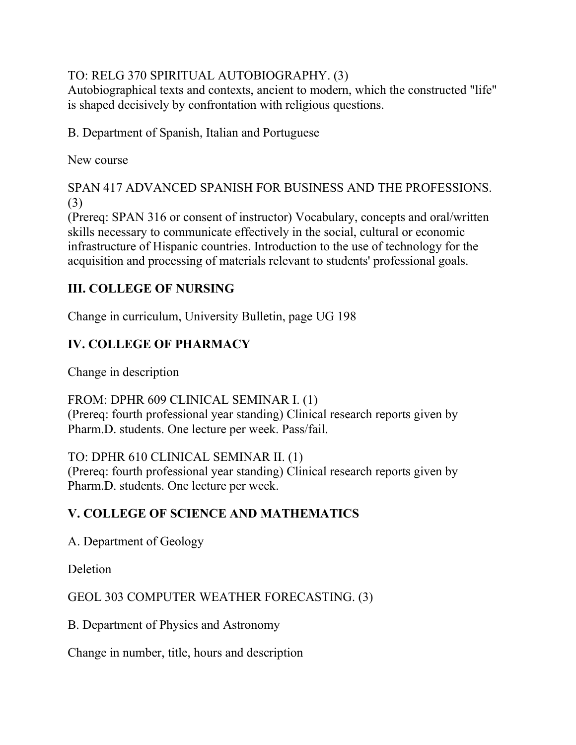TO: RELG 370 SPIRITUAL AUTOBIOGRAPHY. (3)
Autobiographical texts and contexts, ancient to modern, which the constructed "life" is shaped decisively by confrontation with religious questions.

B. Department of Spanish, Italian and Portuguese

New course

SPAN 417 ADVANCED SPANISH FOR BUSINESS AND THE PROFESSIONS. (3)
(Prereq: SPAN 316 or consent of instructor) Vocabulary, concepts and oral/written skills necessary to communicate effectively in the social, cultural or economic infrastructure of Hispanic countries. Introduction to the use of technology for the acquisition and processing of materials relevant to students' professional goals.

## III. COLLEGE OF NURSING

Change in curriculum, University Bulletin, page UG 198

## IV. COLLEGE OF PHARMACY

Change in description

FROM: DPHR 609 CLINICAL SEMINAR I. (1)
(Prereq: fourth professional year standing) Clinical research reports given by Pharm.D. students. One lecture per week. Pass/fail.

TO: DPHR 610 CLINICAL SEMINAR II. (1)
(Prereq: fourth professional year standing) Clinical research reports given by Pharm.D. students. One lecture per week.

## V. COLLEGE OF SCIENCE AND MATHEMATICS

A. Department of Geology

Deletion

GEOL 303 COMPUTER WEATHER FORECASTING. (3)

B. Department of Physics and Astronomy

Change in number, title, hours and description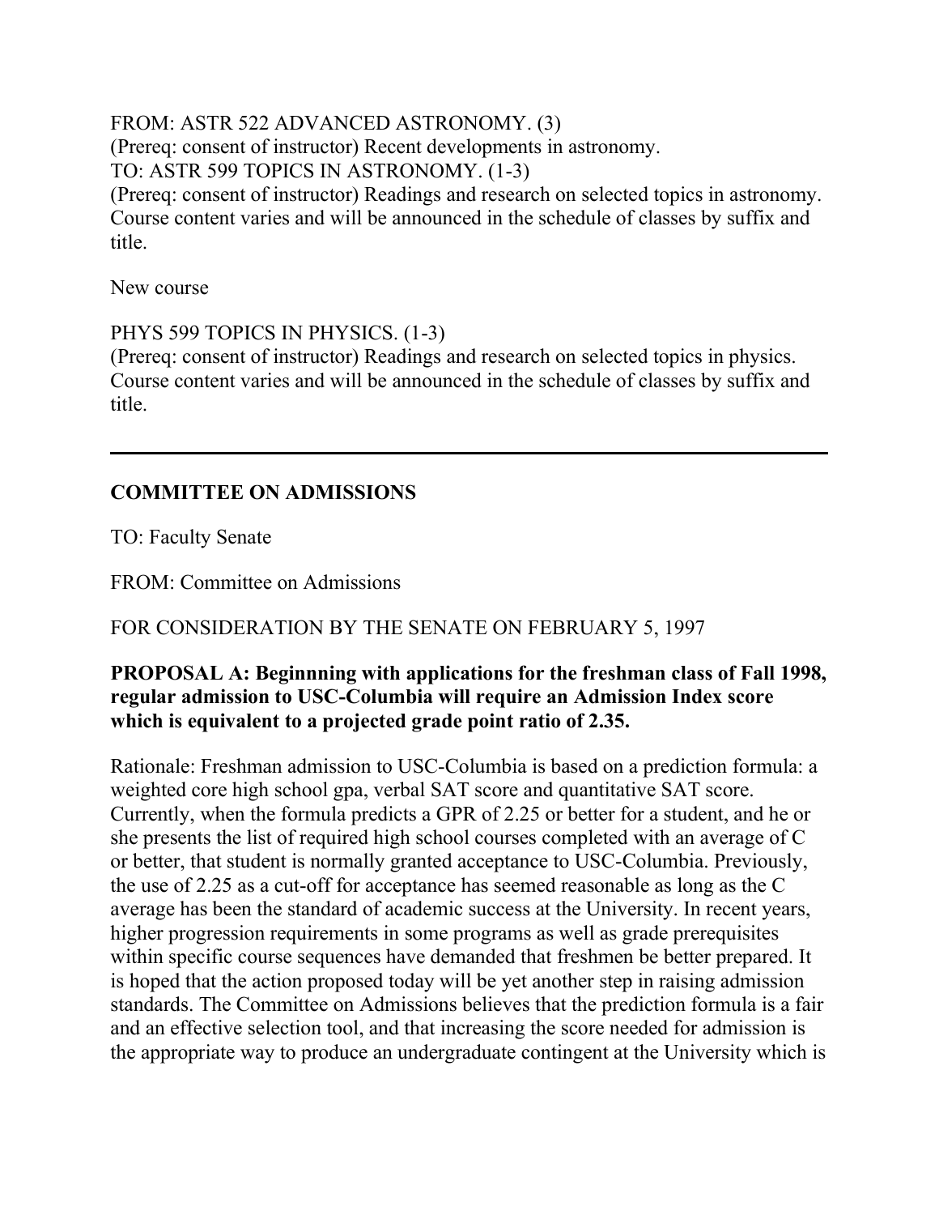FROM: ASTR 522 ADVANCED ASTRONOMY. (3)
(Prereq: consent of instructor) Recent developments in astronomy.
TO: ASTR 599 TOPICS IN ASTRONOMY. (1-3)
(Prereq: consent of instructor) Readings and research on selected topics in astronomy. Course content varies and will be announced in the schedule of classes by suffix and title.

New course

PHYS 599 TOPICS IN PHYSICS. (1-3)
(Prereq: consent of instructor) Readings and research on selected topics in physics. Course content varies and will be announced in the schedule of classes by suffix and title.

---

## COMMITTEE ON ADMISSIONS

TO: Faculty Senate

FROM: Committee on Admissions

FOR CONSIDERATION BY THE SENATE ON FEBRUARY 5, 1997

**PROPOSAL A: Beginnning with applications for the freshman class of Fall 1998, regular admission to USC-Columbia will require an Admission Index score which is equivalent to a projected grade point ratio of 2.35.**

Rationale: Freshman admission to USC-Columbia is based on a prediction formula: a weighted core high school gpa, verbal SAT score and quantitative SAT score. Currently, when the formula predicts a GPR of 2.25 or better for a student, and he or she presents the list of required high school courses completed with an average of C or better, that student is normally granted acceptance to USC-Columbia. Previously, the use of 2.25 as a cut-off for acceptance has seemed reasonable as long as the C average has been the standard of academic success at the University. In recent years, higher progression requirements in some programs as well as grade prerequisites within specific course sequences have demanded that freshmen be better prepared. It is hoped that the action proposed today will be yet another step in raising admission standards. The Committee on Admissions believes that the prediction formula is a fair and an effective selection tool, and that increasing the score needed for admission is the appropriate way to produce an undergraduate contingent at the University which is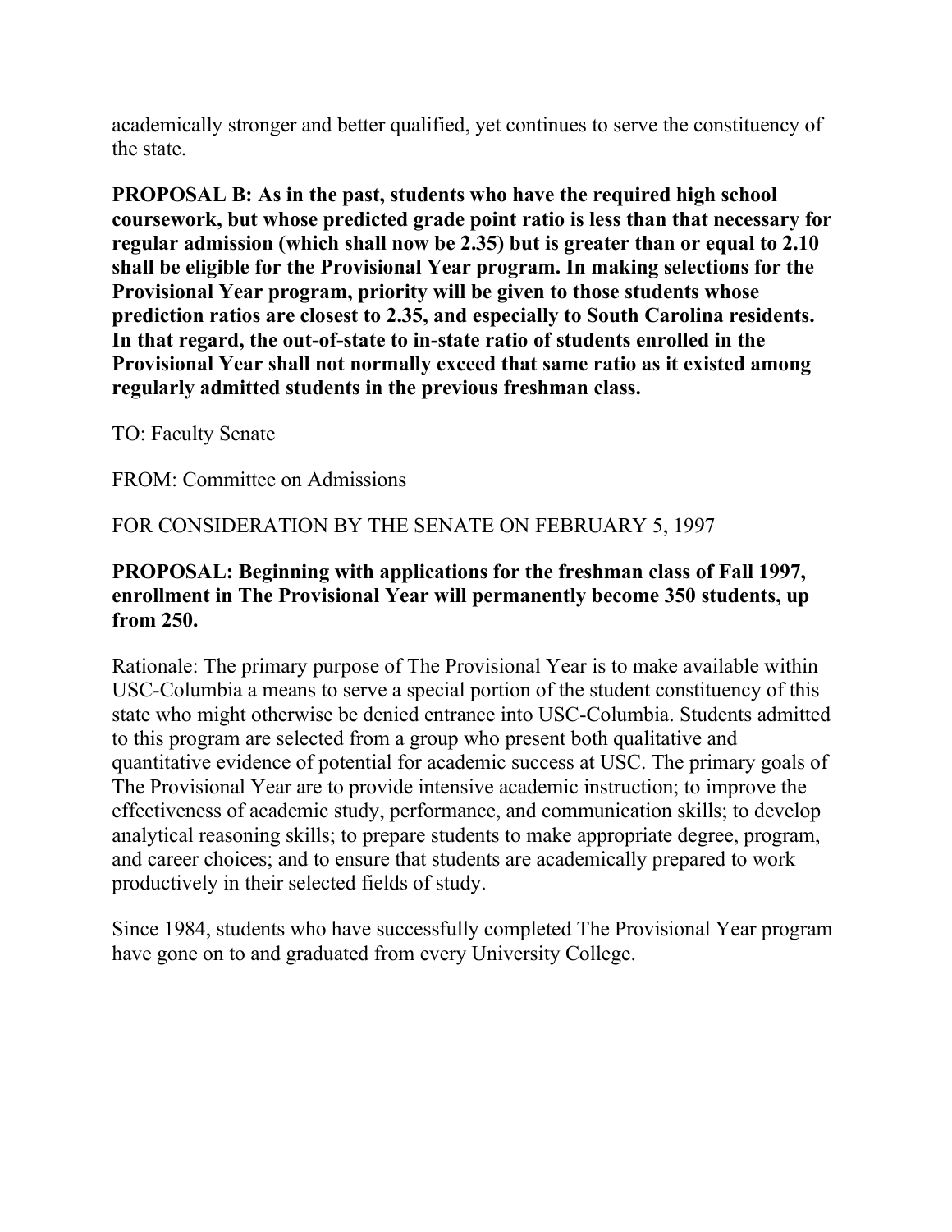academically stronger and better qualified, yet continues to serve the constituency of the state.

**PROPOSAL B: As in the past, students who have the required high school coursework, but whose predicted grade point ratio is less than that necessary for regular admission (which shall now be 2.35) but is greater than or equal to 2.10 shall be eligible for the Provisional Year program. In making selections for the Provisional Year program, priority will be given to those students whose prediction ratios are closest to 2.35, and especially to South Carolina residents. In that regard, the out-of-state to in-state ratio of students enrolled in the Provisional Year shall not normally exceed that same ratio as it existed among regularly admitted students in the previous freshman class.**

TO: Faculty Senate

FROM: Committee on Admissions

FOR CONSIDERATION BY THE SENATE ON FEBRUARY 5, 1997

**PROPOSAL: Beginning with applications for the freshman class of Fall 1997, enrollment in The Provisional Year will permanently become 350 students, up from 250.**

Rationale: The primary purpose of The Provisional Year is to make available within USC-Columbia a means to serve a special portion of the student constituency of this state who might otherwise be denied entrance into USC-Columbia. Students admitted to this program are selected from a group who present both qualitative and quantitative evidence of potential for academic success at USC. The primary goals of The Provisional Year are to provide intensive academic instruction; to improve the effectiveness of academic study, performance, and communication skills; to develop analytical reasoning skills; to prepare students to make appropriate degree, program, and career choices; and to ensure that students are academically prepared to work productively in their selected fields of study.

Since 1984, students who have successfully completed The Provisional Year program have gone on to and graduated from every University College.